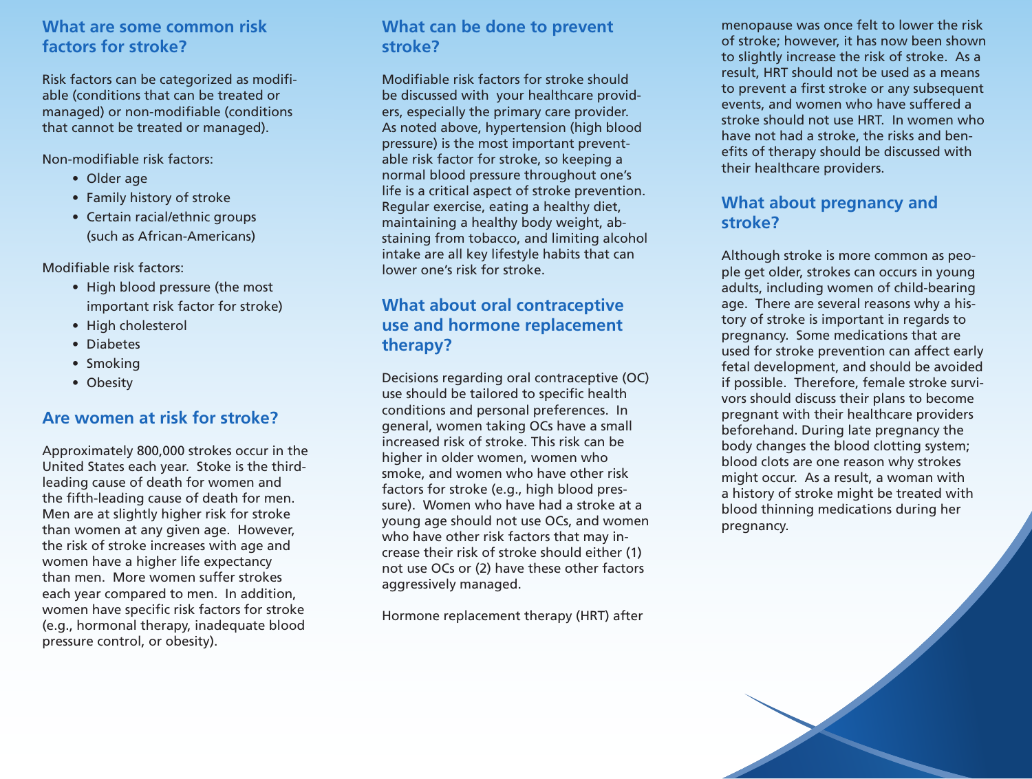## What are some common risk factors for stroke?

Risk factors can be categorized as modifiable (conditions that can be treated or managed) or non-modifiable (conditions that cannot be treated or managed).

Non-modifiable risk factors:

- Older age
- Family history of stroke
- Certain racial/ethnic groups (such as African-Americans)

Modifiable risk factors:

- High blood pressure (the most important risk factor for stroke)
- High cholesterol
- Diabetes
- Smoking
- Obesity

## Are women at risk for stroke?

Approximately 800,000 strokes occur in the United States each year. Stoke is the third-leading cause of death for women and the fifth-leading cause of death for men. Men are at slightly higher risk for stroke than women at any given age. However, the risk of stroke increases with age and women have a higher life expectancy than men. More women suffer strokes each year compared to men. In addition, women have specific risk factors for stroke (e.g., hormonal therapy, inadequate blood pressure control, or obesity).

## What can be done to prevent stroke?

Modifiable risk factors for stroke should be discussed with your healthcare providers, especially the primary care provider. As noted above, hypertension (high blood pressure) is the most important preventable risk factor for stroke, so keeping a normal blood pressure throughout one's life is a critical aspect of stroke prevention. Regular exercise, eating a healthy diet, maintaining a healthy body weight, abstaining from tobacco, and limiting alcohol intake are all key lifestyle habits that can lower one's risk for stroke.

## What about oral contraceptive use and hormone replacement therapy?

Decisions regarding oral contraceptive (OC) use should be tailored to specific health conditions and personal preferences. In general, women taking OCs have a small increased risk of stroke. This risk can be higher in older women, women who smoke, and women who have other risk factors for stroke (e.g., high blood pressure). Women who have had a stroke at a young age should not use OCs, and women who have other risk factors that may increase their risk of stroke should either (1) not use OCs or (2) have these other factors aggressively managed.

Hormone replacement therapy (HRT) after menopause was once felt to lower the risk of stroke; however, it has now been shown to slightly increase the risk of stroke. As a result, HRT should not be used as a means to prevent a first stroke or any subsequent events, and women who have suffered a stroke should not use HRT. In women who have not had a stroke, the risks and benefits of therapy should be discussed with their healthcare providers.

## What about pregnancy and stroke?

Although stroke is more common as people get older, strokes can occurs in young adults, including women of child-bearing age. There are several reasons why a history of stroke is important in regards to pregnancy. Some medications that are used for stroke prevention can affect early fetal development, and should be avoided if possible. Therefore, female stroke survivors should discuss their plans to become pregnant with their healthcare providers beforehand. During late pregnancy the body changes the blood clotting system; blood clots are one reason why strokes might occur. As a result, a woman with a history of stroke might be treated with blood thinning medications during her pregnancy.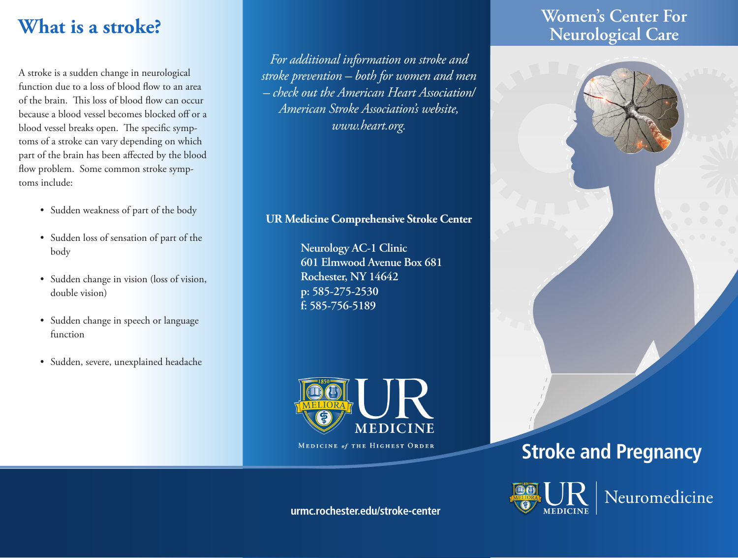# What is a stroke?

A stroke is a sudden change in neurological function due to a loss of blood flow to an area of the brain. This loss of blood flow can occur because a blood vessel becomes blocked off or a blood vessel breaks open. The specific symptoms of a stroke can vary depending on which part of the brain has been affected by the blood flow problem. Some common stroke symptoms include:

- Sudden weakness of part of the body
- Sudden loss of sensation of part of the body
- Sudden change in vision (loss of vision, double vision)
- Sudden change in speech or language function
- Sudden, severe, unexplained headache

*For additional information on stroke and stroke prevention – both for women and men – check out the American Heart Association/ American Stroke Association's website, www.heart.org.*

**UR Medicine Comprehensive Stroke Center**

**Neurology AC-1 Clinic**
**601 Elmwood Avenue Box 681**
**Rochester, NY 14642**
**p: 585-275-2530**
**f: 585-756-5189**

UR MEDICINE

MEDICINE *of* THE HIGHEST ORDER

**urmc.rochester.edu/stroke-center**

## Women's Center For Neurological Care

# Stroke and Pregnancy

UR MEDICINE | Neuromedicine